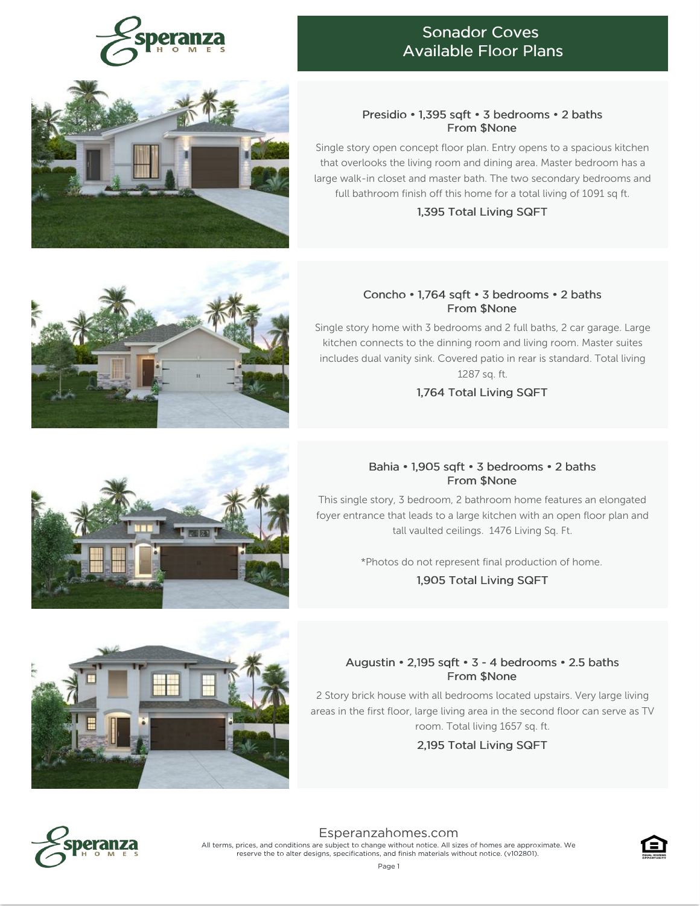# Sonador Coves Available Floor Plans

### Presidio • 1,395 sqft • 3 bedrooms • 2 baths
From $None

Single story open concept floor plan. Entry opens to a spacious kitchen that overlooks the living room and dining area. Master bedroom has a large walk-in closet and master bath. The two secondary bedrooms and full bathroom finish off this home for a total living of 1091 sq ft.

1,395 Total Living SQFT

### Concho • 1,764 sqft • 3 bedrooms • 2 baths
From $None

Single story home with 3 bedrooms and 2 full baths, 2 car garage. Large kitchen connects to the dinning room and living room. Master suites includes dual vanity sink. Covered patio in rear is standard. Total living 1287 sq. ft.

1,764 Total Living SQFT

### Bahia • 1,905 sqft • 3 bedrooms • 2 baths
From $None

This single story, 3 bedroom, 2 bathroom home features an elongated foyer entrance that leads to a large kitchen with an open floor plan and tall vaulted ceilings. 1476 Living Sq. Ft.

*Photos do not represent final production of home.

1,905 Total Living SQFT

### Augustin • 2,195 sqft • 3 - 4 bedrooms • 2.5 baths
From $None

2 Story brick house with all bedrooms located upstairs. Very large living areas in the first floor, large living area in the second floor can serve as TV room. Total living 1657 sq. ft.

2,195 Total Living SQFT

Esperanzahomes.com

All terms, prices, and conditions are subject to change without notice. All sizes of homes are approximate. We reserve the to alter designs, specifications, and finish materials without notice. (v102801).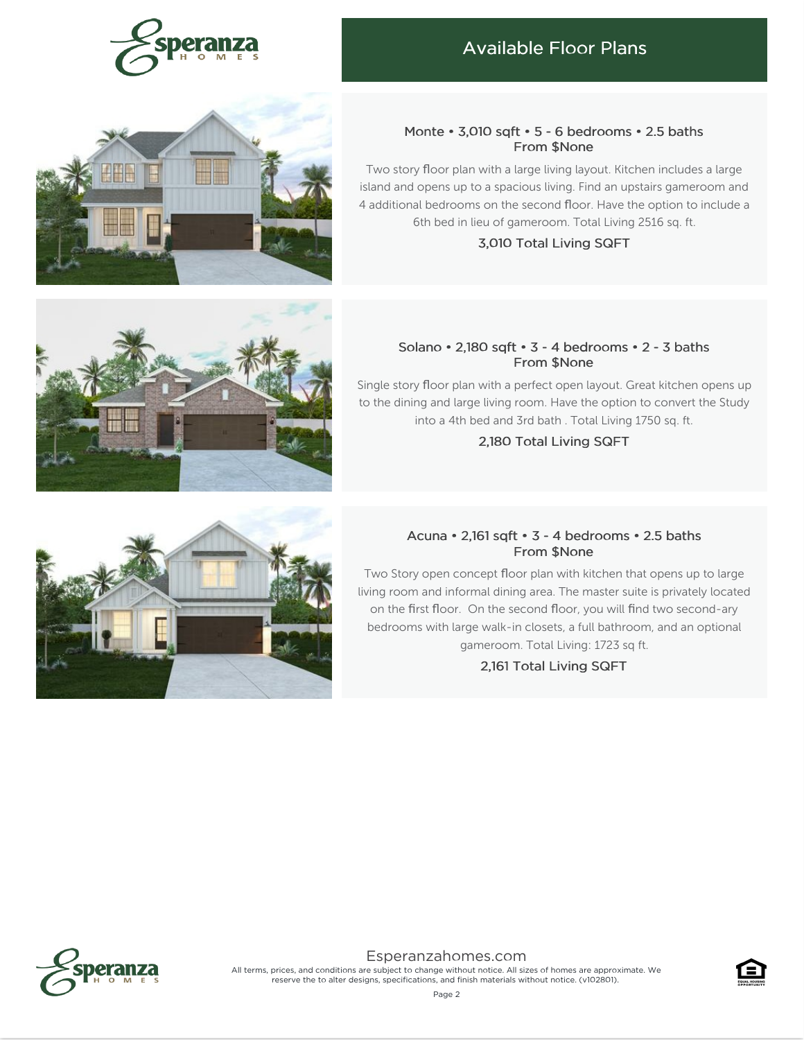# Available Floor Plans

### Monte • 3,010 sqft • 5 - 6 bedrooms • 2.5 baths
From $None

Two story floor plan with a large living layout. Kitchen includes a large island and opens up to a spacious living. Find an upstairs gameroom and 4 additional bedrooms on the second floor. Have the option to include a 6th bed in lieu of gameroom. Total Living 2516 sq. ft.

3,010 Total Living SQFT

### Solano • 2,180 sqft • 3 - 4 bedrooms • 2 - 3 baths
From $None

Single story floor plan with a perfect open layout. Great kitchen opens up to the dining and large living room. Have the option to convert the Study into a 4th bed and 3rd bath . Total Living 1750 sq. ft.

2,180 Total Living SQFT

### Acuna • 2,161 sqft • 3 - 4 bedrooms • 2.5 baths
From $None

Two Story open concept floor plan with kitchen that opens up to large living room and informal dining area. The master suite is privately located on the first floor. On the second floor, you will find two second-ary bedrooms with large walk-in closets, a full bathroom, and an optional gameroom. Total Living: 1723 sq ft.

2,161 Total Living SQFT

Esperanzahomes.com

All terms, prices, and conditions are subject to change without notice. All sizes of homes are approximate. We reserve the to alter designs, specifications, and finish materials without notice. (v102801).